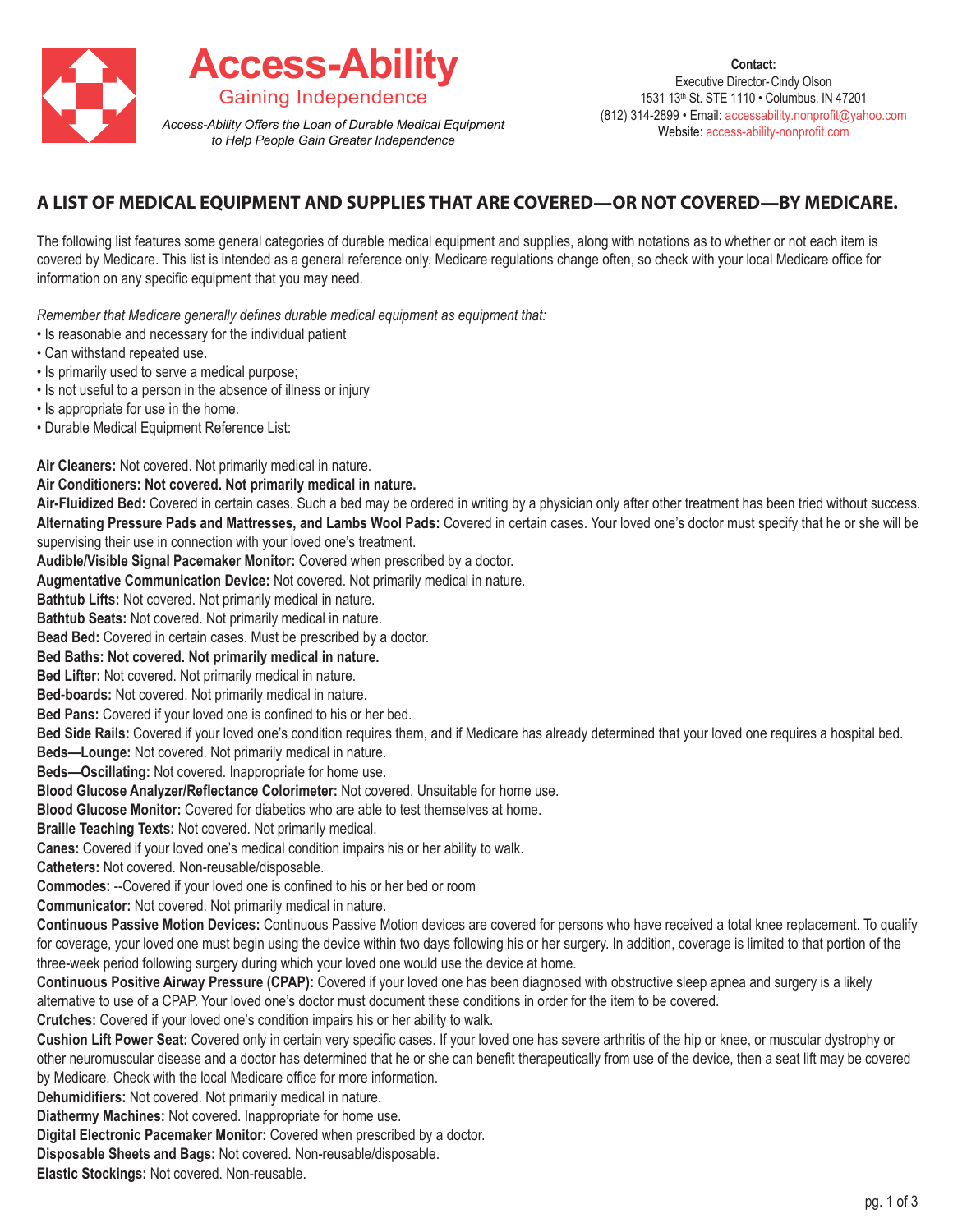# Access-Ability

Gaining Independence

*Access-Ability Offers the Loan of Durable Medical Equipment to Help People Gain Greater Independence*

**Contact:**
Executive Director- Cindy Olson
1531 13th St. STE 1110 • Columbus, IN 47201
(812) 314-2899 • Email: accessability.nonprofit@yahoo.com
Website: access-ability-nonprofit.com

## A LIST OF MEDICAL EQUIPMENT AND SUPPLIES THAT ARE COVERED—OR NOT COVERED—BY MEDICARE.

The following list features some general categories of durable medical equipment and supplies, along with notations as to whether or not each item is covered by Medicare. This list is intended as a general reference only. Medicare regulations change often, so check with your local Medicare office for information on any specific equipment that you may need.

*Remember that Medicare generally defines durable medical equipment as equipment that:*

- Is reasonable and necessary for the individual patient
- Can withstand repeated use.
- Is primarily used to serve a medical purpose;
- Is not useful to a person in the absence of illness or injury
- Is appropriate for use in the home.
- Durable Medical Equipment Reference List:

**Air Cleaners:** Not covered. Not primarily medical in nature.
**Air Conditioners: Not covered. Not primarily medical in nature.**
**Air-Fluidized Bed:** Covered in certain cases. Such a bed may be ordered in writing by a physician only after other treatment has been tried without success.
**Alternating Pressure Pads and Mattresses, and Lambs Wool Pads:** Covered in certain cases. Your loved one's doctor must specify that he or she will be supervising their use in connection with your loved one's treatment.
**Audible/Visible Signal Pacemaker Monitor:** Covered when prescribed by a doctor.
**Augmentative Communication Device:** Not covered. Not primarily medical in nature.
**Bathtub Lifts:** Not covered. Not primarily medical in nature.
**Bathtub Seats:** Not covered. Not primarily medical in nature.
**Bead Bed:** Covered in certain cases. Must be prescribed by a doctor.
**Bed Baths: Not covered. Not primarily medical in nature.**
**Bed Lifter:** Not covered. Not primarily medical in nature.
**Bed-boards:** Not covered. Not primarily medical in nature.
**Bed Pans:** Covered if your loved one is confined to his or her bed.
**Bed Side Rails:** Covered if your loved one's condition requires them, and if Medicare has already determined that your loved one requires a hospital bed.
**Beds—Lounge:** Not covered. Not primarily medical in nature.
**Beds—Oscillating:** Not covered. Inappropriate for home use.
**Blood Glucose Analyzer/Reflectance Colorimeter:** Not covered. Unsuitable for home use.
**Blood Glucose Monitor:** Covered for diabetics who are able to test themselves at home.
**Braille Teaching Texts:** Not covered. Not primarily medical.
**Canes:** Covered if your loved one's medical condition impairs his or her ability to walk.
**Catheters:** Not covered. Non-reusable/disposable.
**Commodes:** --Covered if your loved one is confined to his or her bed or room
**Communicator:** Not covered. Not primarily medical in nature.
**Continuous Passive Motion Devices:** Continuous Passive Motion devices are covered for persons who have received a total knee replacement. To qualify for coverage, your loved one must begin using the device within two days following his or her surgery. In addition, coverage is limited to that portion of the three-week period following surgery during which your loved one would use the device at home.
**Continuous Positive Airway Pressure (CPAP):** Covered if your loved one has been diagnosed with obstructive sleep apnea and surgery is a likely alternative to use of a CPAP. Your loved one's doctor must document these conditions in order for the item to be covered.
**Crutches:** Covered if your loved one's condition impairs his or her ability to walk.
**Cushion Lift Power Seat:** Covered only in certain very specific cases. If your loved one has severe arthritis of the hip or knee, or muscular dystrophy or other neuromuscular disease and a doctor has determined that he or she can benefit therapeutically from use of the device, then a seat lift may be covered by Medicare. Check with the local Medicare office for more information.
**Dehumidifiers:** Not covered. Not primarily medical in nature.
**Diathermy Machines:** Not covered. Inappropriate for home use.
**Digital Electronic Pacemaker Monitor:** Covered when prescribed by a doctor.
**Disposable Sheets and Bags:** Not covered. Non-reusable/disposable.
**Elastic Stockings:** Not covered. Non-reusable.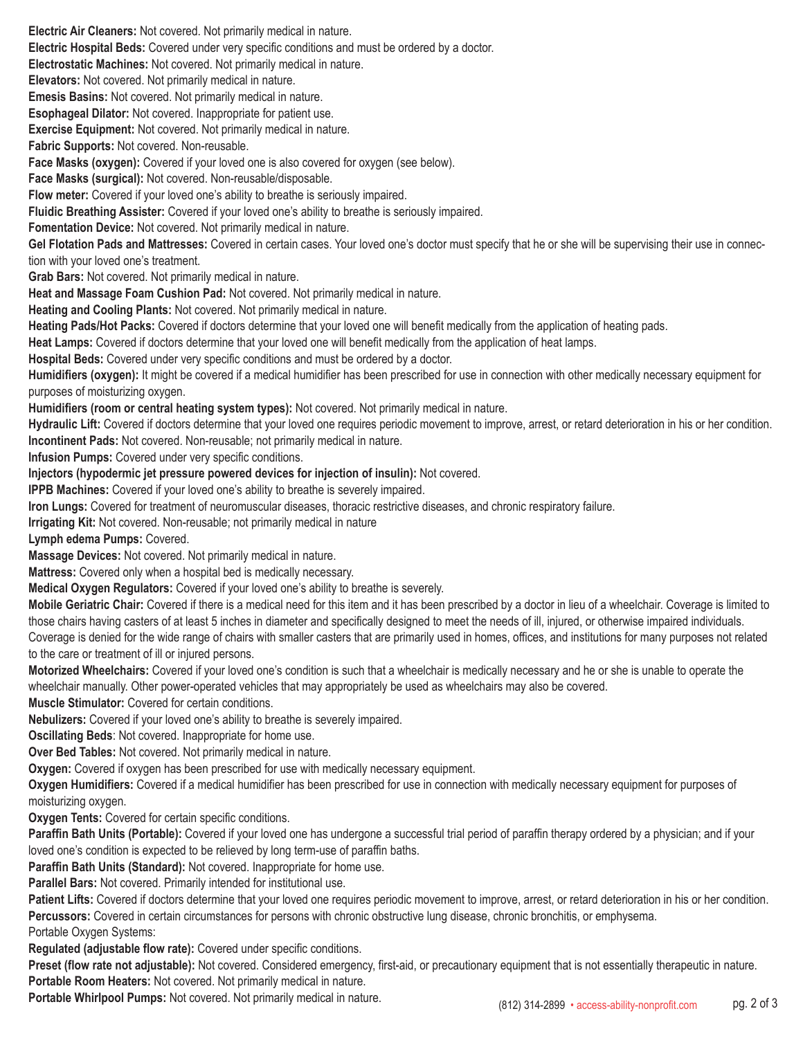**Electric Air Cleaners:** Not covered. Not primarily medical in nature.

**Electric Hospital Beds:** Covered under very specific conditions and must be ordered by a doctor.

**Electrostatic Machines:** Not covered. Not primarily medical in nature.

**Elevators:** Not covered. Not primarily medical in nature.

**Emesis Basins:** Not covered. Not primarily medical in nature.

**Esophageal Dilator:** Not covered. Inappropriate for patient use.

**Exercise Equipment:** Not covered. Not primarily medical in nature.

**Fabric Supports:** Not covered. Non-reusable.

**Face Masks (oxygen):** Covered if your loved one is also covered for oxygen (see below).

**Face Masks (surgical):** Not covered. Non-reusable/disposable.

**Flow meter:** Covered if your loved one's ability to breathe is seriously impaired.

**Fluidic Breathing Assister:** Covered if your loved one's ability to breathe is seriously impaired.

**Fomentation Device:** Not covered. Not primarily medical in nature.

**Gel Flotation Pads and Mattresses:** Covered in certain cases. Your loved one's doctor must specify that he or she will be supervising their use in connection with your loved one's treatment.

**Grab Bars:** Not covered. Not primarily medical in nature.

**Heat and Massage Foam Cushion Pad:** Not covered. Not primarily medical in nature.

**Heating and Cooling Plants:** Not covered. Not primarily medical in nature.

**Heating Pads/Hot Packs:** Covered if doctors determine that your loved one will benefit medically from the application of heating pads.

**Heat Lamps:** Covered if doctors determine that your loved one will benefit medically from the application of heat lamps.

**Hospital Beds:** Covered under very specific conditions and must be ordered by a doctor.

**Humidifiers (oxygen):** It might be covered if a medical humidifier has been prescribed for use in connection with other medically necessary equipment for purposes of moisturizing oxygen.

**Humidifiers (room or central heating system types):** Not covered. Not primarily medical in nature.

**Hydraulic Lift:** Covered if doctors determine that your loved one requires periodic movement to improve, arrest, or retard deterioration in his or her condition.

**Incontinent Pads:** Not covered. Non-reusable; not primarily medical in nature.

**Infusion Pumps:** Covered under very specific conditions.

**Injectors (hypodermic jet pressure powered devices for injection of insulin):** Not covered.

**IPPB Machines:** Covered if your loved one's ability to breathe is severely impaired.

**Iron Lungs:** Covered for treatment of neuromuscular diseases, thoracic restrictive diseases, and chronic respiratory failure.

**Irrigating Kit:** Not covered. Non-reusable; not primarily medical in nature

**Lymph edema Pumps:** Covered.

**Massage Devices:** Not covered. Not primarily medical in nature.

**Mattress:** Covered only when a hospital bed is medically necessary.

**Medical Oxygen Regulators:** Covered if your loved one's ability to breathe is severely.

**Mobile Geriatric Chair:** Covered if there is a medical need for this item and it has been prescribed by a doctor in lieu of a wheelchair. Coverage is limited to those chairs having casters of at least 5 inches in diameter and specifically designed to meet the needs of ill, injured, or otherwise impaired individuals. Coverage is denied for the wide range of chairs with smaller casters that are primarily used in homes, offices, and institutions for many purposes not related to the care or treatment of ill or injured persons.

**Motorized Wheelchairs:** Covered if your loved one's condition is such that a wheelchair is medically necessary and he or she is unable to operate the wheelchair manually. Other power-operated vehicles that may appropriately be used as wheelchairs may also be covered.

**Muscle Stimulator:** Covered for certain conditions.

**Nebulizers:** Covered if your loved one's ability to breathe is severely impaired.

**Oscillating Beds**: Not covered. Inappropriate for home use.

**Over Bed Tables:** Not covered. Not primarily medical in nature.

**Oxygen:** Covered if oxygen has been prescribed for use with medically necessary equipment.

**Oxygen Humidifiers:** Covered if a medical humidifier has been prescribed for use in connection with medically necessary equipment for purposes of moisturizing oxygen.

**Oxygen Tents:** Covered for certain specific conditions.

**Paraffin Bath Units (Portable):** Covered if your loved one has undergone a successful trial period of paraffin therapy ordered by a physician; and if your loved one's condition is expected to be relieved by long term-use of paraffin baths.

**Paraffin Bath Units (Standard):** Not covered. Inappropriate for home use.

**Parallel Bars:** Not covered. Primarily intended for institutional use.

**Patient Lifts:** Covered if doctors determine that your loved one requires periodic movement to improve, arrest, or retard deterioration in his or her condition.

**Percussors:** Covered in certain circumstances for persons with chronic obstructive lung disease, chronic bronchitis, or emphysema.

Portable Oxygen Systems:

**Regulated (adjustable flow rate):** Covered under specific conditions.

**Preset (flow rate not adjustable):** Not covered. Considered emergency, first-aid, or precautionary equipment that is not essentially therapeutic in nature.

**Portable Room Heaters:** Not covered. Not primarily medical in nature.

**Portable Whirlpool Pumps:** Not covered. Not primarily medical in nature.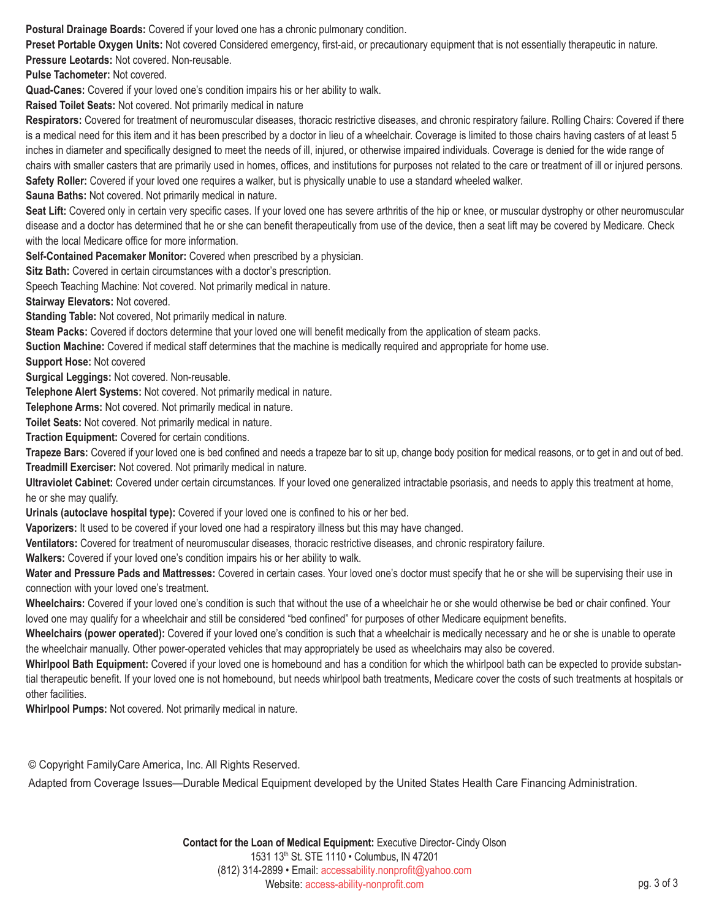**Postural Drainage Boards:** Covered if your loved one has a chronic pulmonary condition.

**Preset Portable Oxygen Units:** Not covered Considered emergency, first-aid, or precautionary equipment that is not essentially therapeutic in nature.

**Pressure Leotards:** Not covered. Non-reusable.

**Pulse Tachometer:** Not covered.

**Quad-Canes:** Covered if your loved one's condition impairs his or her ability to walk.

**Raised Toilet Seats:** Not covered. Not primarily medical in nature

**Respirators:** Covered for treatment of neuromuscular diseases, thoracic restrictive diseases, and chronic respiratory failure. Rolling Chairs: Covered if there is a medical need for this item and it has been prescribed by a doctor in lieu of a wheelchair. Coverage is limited to those chairs having casters of at least 5 inches in diameter and specifically designed to meet the needs of ill, injured, or otherwise impaired individuals. Coverage is denied for the wide range of chairs with smaller casters that are primarily used in homes, offices, and institutions for purposes not related to the care or treatment of ill or injured persons.

**Safety Roller:** Covered if your loved one requires a walker, but is physically unable to use a standard wheeled walker.

**Sauna Baths:** Not covered. Not primarily medical in nature.

**Seat Lift:** Covered only in certain very specific cases. If your loved one has severe arthritis of the hip or knee, or muscular dystrophy or other neuromuscular disease and a doctor has determined that he or she can benefit therapeutically from use of the device, then a seat lift may be covered by Medicare. Check with the local Medicare office for more information.

**Self-Contained Pacemaker Monitor:** Covered when prescribed by a physician.

**Sitz Bath:** Covered in certain circumstances with a doctor's prescription.

Speech Teaching Machine: Not covered. Not primarily medical in nature.

**Stairway Elevators:** Not covered.

**Standing Table:** Not covered, Not primarily medical in nature.

**Steam Packs:** Covered if doctors determine that your loved one will benefit medically from the application of steam packs.

**Suction Machine:** Covered if medical staff determines that the machine is medically required and appropriate for home use.

**Support Hose:** Not covered

**Surgical Leggings:** Not covered. Non-reusable.

**Telephone Alert Systems:** Not covered. Not primarily medical in nature.

**Telephone Arms:** Not covered. Not primarily medical in nature.

**Toilet Seats:** Not covered. Not primarily medical in nature.

**Traction Equipment:** Covered for certain conditions.

**Trapeze Bars:** Covered if your loved one is bed confined and needs a trapeze bar to sit up, change body position for medical reasons, or to get in and out of bed.

**Treadmill Exerciser:** Not covered. Not primarily medical in nature.

**Ultraviolet Cabinet:** Covered under certain circumstances. If your loved one generalized intractable psoriasis, and needs to apply this treatment at home, he or she may qualify.

**Urinals (autoclave hospital type):** Covered if your loved one is confined to his or her bed.

**Vaporizers:** It used to be covered if your loved one had a respiratory illness but this may have changed.

**Ventilators:** Covered for treatment of neuromuscular diseases, thoracic restrictive diseases, and chronic respiratory failure.

**Walkers:** Covered if your loved one's condition impairs his or her ability to walk.

**Water and Pressure Pads and Mattresses:** Covered in certain cases. Your loved one's doctor must specify that he or she will be supervising their use in connection with your loved one's treatment.

**Wheelchairs:** Covered if your loved one's condition is such that without the use of a wheelchair he or she would otherwise be bed or chair confined. Your loved one may qualify for a wheelchair and still be considered "bed confined" for purposes of other Medicare equipment benefits.

**Wheelchairs (power operated):** Covered if your loved one's condition is such that a wheelchair is medically necessary and he or she is unable to operate the wheelchair manually. Other power-operated vehicles that may appropriately be used as wheelchairs may also be covered.

**Whirlpool Bath Equipment:** Covered if your loved one is homebound and has a condition for which the whirlpool bath can be expected to provide substantial therapeutic benefit. If your loved one is not homebound, but needs whirlpool bath treatments, Medicare cover the costs of such treatments at hospitals or other facilities.

**Whirlpool Pumps:** Not covered. Not primarily medical in nature.

© Copyright FamilyCare America, Inc. All Rights Reserved.

Adapted from Coverage Issues—Durable Medical Equipment developed by the United States Health Care Financing Administration.

**Contact for the Loan of Medical Equipment:** Executive Director- Cindy Olson
1531 13th St. STE 1110 • Columbus, IN 47201
(812) 314-2899 • Email: accessability.nonprofit@yahoo.com
Website: access-ability-nonprofit.com